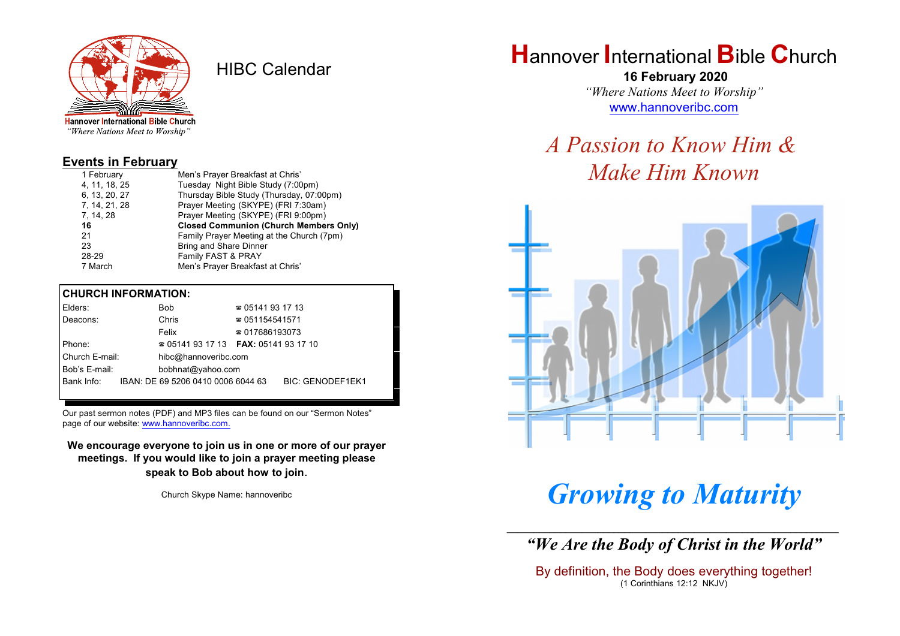Hannover International Bible Church
"Where Nations Meet to Worship"

# HIBC Calendar

## Events in February

| | |
|---|---|
| 1 February | Men's Prayer Breakfast at Chris' |
| 4, 11, 18, 25 | Tuesday Night Bible Study (7:00pm) |
| 6, 13, 20, 27 | Thursday Bible Study (Thursday, 07:00pm) |
| 7, 14, 21, 28 | Prayer Meeting (SKYPE) (FRI 7:30am) |
| 7, 14, 28 | Prayer Meeting (SKYPE) (FRI 9:00pm) |
| **16** | **Closed Communion (Church Members Only)** |
| 21 | Family Prayer Meeting at the Church (7pm) |
| 23 | Bring and Share Dinner |
| 28-29 | Family FAST & PRAY |
| 7 March | Men's Prayer Breakfast at Chris' |

**CHURCH INFORMATION:**

| | | |
|---|---|---|
| Elders: | Bob | ☎ 05141 93 17 13 |
| Deacons: | Chris | ☎ 051154541571 |
| | Felix | ☎ 017686193073 |
| Phone: | ☎ 05141 93 17 13 | **FAX:** 05141 93 17 10 |
| Church E-mail: | hibc@hannoveribc.com | |
| Bob's E-mail: | bobhnat@yahoo.com | |
| Bank Info: | IBAN: DE 69 5206 0410 0006 6044 63 | BIC: GENODEF1EK1 |

Our past sermon notes (PDF) and MP3 files can be found on our "Sermon Notes" page of our website: www.hannoveribc.com.

**We encourage everyone to join us in one or more of our prayer meetings. If you would like to join a prayer meeting please speak to Bob about how to join.**

Church Skype Name: hannoveribc

# Hannover International Bible Church

**16 February 2020**

*"Where Nations Meet to Worship"*

www.hannoveribc.com

## *A Passion to Know Him & Make Him Known*

# *Growing to Maturity*

***"We Are the Body of Christ in the World"***

By definition, the Body does everything together!
(1 Corinthians 12:12 NKJV)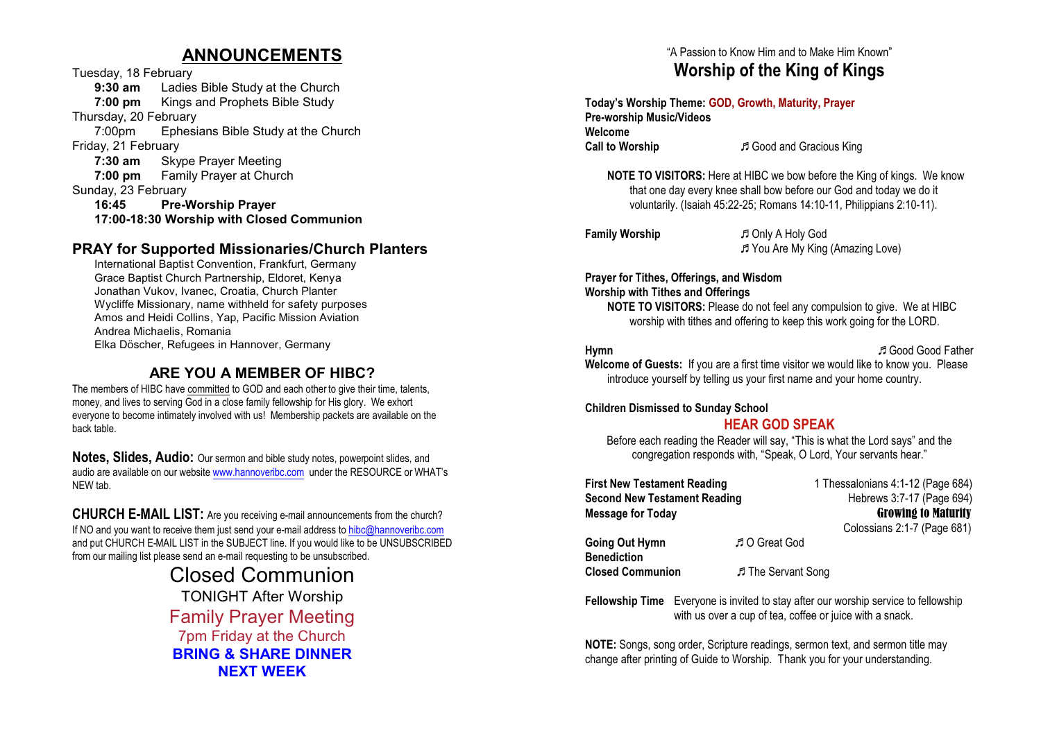# ANNOUNCEMENTS

Tuesday, 18 February

- **9:30 am** Ladies Bible Study at the Church
- **7:00 pm** Kings and Prophets Bible Study

Thursday, 20 February

- 7:00pm Ephesians Bible Study at the Church

Friday, 21 February

- **7:30 am** Skype Prayer Meeting
- **7:00 pm** Family Prayer at Church

Sunday, 23 February

- **16:45 Pre-Worship Prayer**
- **17:00-18:30 Worship with Closed Communion**

## PRAY for Supported Missionaries/Church Planters

International Baptist Convention, Frankfurt, Germany
Grace Baptist Church Partnership, Eldoret, Kenya
Jonathan Vukov, Ivanec, Croatia, Church Planter
Wycliffe Missionary, name withheld for safety purposes
Amos and Heidi Collins, Yap, Pacific Mission Aviation
Andrea Michaelis, Romania
Elka Döscher, Refugees in Hannover, Germany

## ARE YOU A MEMBER OF HIBC?

The members of HIBC have committed to GOD and each other to give their time, talents, money, and lives to serving God in a close family fellowship for His glory. We exhort everyone to become intimately involved with us! Membership packets are available on the back table.

**Notes, Slides, Audio:** Our sermon and bible study notes, powerpoint slides, and audio are available on our website www.hannoveribc.com under the RESOURCE or WHAT's NEW tab.

**CHURCH E-MAIL LIST:** Are you receiving e-mail announcements from the church? If NO and you want to receive them just send your e-mail address to hibc@hannoveribc.com and put CHURCH E-MAIL LIST in the SUBJECT line. If you would like to be UNSUBSCRIBED from our mailing list please send an e-mail requesting to be unsubscribed.

Closed Communion
TONIGHT After Worship

Family Prayer Meeting
7pm Friday at the Church

**BRING & SHARE DINNER**
**NEXT WEEK**

---

"A Passion to Know Him and to Make Him Known"

# Worship of the King of Kings

**Today's Worship Theme: GOD, Growth, Maturity, Prayer**
**Pre-worship Music/Videos**
**Welcome**
**Call to Worship** ♬ Good and Gracious King

**NOTE TO VISITORS:** Here at HIBC we bow before the King of kings. We know that one day every knee shall bow before our God and today we do it voluntarily. (Isaiah 45:22-25; Romans 14:10-11, Philippians 2:10-11).

**Family Worship** ♬ Only A Holy God
♬ You Are My King (Amazing Love)

**Prayer for Tithes, Offerings, and Wisdom**
**Worship with Tithes and Offerings**

**NOTE TO VISITORS:** Please do not feel any compulsion to give. We at HIBC worship with tithes and offering to keep this work going for the LORD.

**Hymn** ♬ Good Good Father

**Welcome of Guests:** If you are a first time visitor we would like to know you. Please introduce yourself by telling us your first name and your home country.

**Children Dismissed to Sunday School**

## HEAR GOD SPEAK

Before each reading the Reader will say, "This is what the Lord says" and the congregation responds with, "Speak, O Lord, Your servants hear."

**First New Testament Reading** 1 Thessalonians 4:1-12 (Page 684)
**Second New Testament Reading** Hebrews 3:7-17 (Page 694)
**Message for Today** **Growing to Maturity**
Colossians 2:1-7 (Page 681)

**Going Out Hymn** ♬ O Great God
**Benediction**
**Closed Communion** ♬ The Servant Song

**Fellowship Time** Everyone is invited to stay after our worship service to fellowship with us over a cup of tea, coffee or juice with a snack.

**NOTE:** Songs, song order, Scripture readings, sermon text, and sermon title may change after printing of Guide to Worship. Thank you for your understanding.